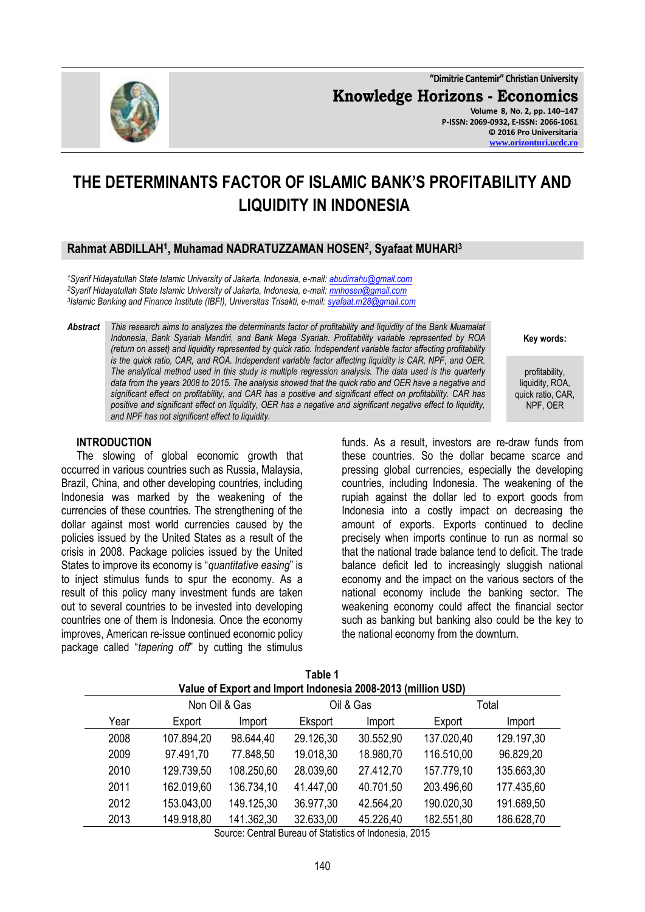# THE DETERMINANTS FACTOR OF ISLAMIC BANK'S PROFITABILITY AND LIQUIDITY IN INDONESIA

**Rahmat ABDILLAH[1], Muhamad NADRATUZZAMAN HOSEN[2], Syafaat MUHARI[3]**

*[1]Syarif Hidayatullah State Islamic University of Jakarta, Indonesia, e-mail: abudirrahu@gmail.com*
*[2]Syarif Hidayatullah State Islamic University of Jakarta, Indonesia, e-mail: mnhosen@gmail.com*
*[3]Islamic Banking and Finance Institute (IBFI), Universitas Trisakti, e-mail: syafaat.m28@gmail.com*

**Abstract** *This research aims to analyzes the determinants factor of profitability and liquidity of the Bank Muamalat Indonesia, Bank Syariah Mandiri, and Bank Mega Syariah. Profitability variable represented by ROA (return on asset) and liquidity represented by quick ratio. Independent variable factor affecting profitability is the quick ratio, CAR, and ROA. Independent variable factor affecting liquidity is CAR, NPF, and OER. The analytical method used in this study is multiple regression analysis. The data used is the quarterly data from the years 2008 to 2015. The analysis showed that the quick ratio and OER have a negative and significant effect on profitability, and CAR has a positive and significant effect on profitability. CAR has positive and significant effect on liquidity, OER has a negative and significant negative effect to liquidity, and NPF has not significant effect to liquidity.*

**Key words:** profitability, liquidity, ROA, quick ratio, CAR, NPF, OER

## INTRODUCTION

The slowing of global economic growth that occurred in various countries such as Russia, Malaysia, Brazil, China, and other developing countries, including Indonesia was marked by the weakening of the currencies of these countries. The strengthening of the dollar against most world currencies caused by the policies issued by the United States as a result of the crisis in 2008. Package policies issued by the United States to improve its economy is "*quantitative easing*" is to inject stimulus funds to spur the economy. As a result of this policy many investment funds are taken out to several countries to be invested into developing countries one of them is Indonesia. Once the economy improves, American re-issue continued economic policy package called "*tapering off*" by cutting the stimulus funds. As a result, investors are re-draw funds from these countries. So the dollar became scarce and pressing global currencies, especially the developing countries, including Indonesia. The weakening of the rupiah against the dollar led to export goods from Indonesia into a costly impact on decreasing the amount of exports. Exports continued to decline precisely when imports continue to run as normal so that the national trade balance tend to deficit. The trade balance deficit led to increasingly sluggish national economy and the impact on the various sectors of the national economy include the banking sector. The weakening economy could affect the financial sector such as banking but banking also could be the key to the national economy from the downturn.

**Table 1**
**Value of Export and Import Indonesia 2008-2013 (million USD)**

| | Non Oil & Gas | | Oil & Gas | | Total | |
|---|---|---|---|---|---|---|
| Year | Export | Import | Eksport | Import | Export | Import |
| 2008 | 107.894,20 | 98.644,40 | 29.126,30 | 30.552,90 | 137.020,40 | 129.197,30 |
| 2009 | 97.491,70 | 77.848,50 | 19.018,30 | 18.980,70 | 116.510,00 | 96.829,20 |
| 2010 | 129.739,50 | 108.250,60 | 28.039,60 | 27.412,70 | 157.779,10 | 135.663,30 |
| 2011 | 162.019,60 | 136.734,10 | 41.447,00 | 40.701,50 | 203.496,60 | 177.435,60 |
| 2012 | 153.043,00 | 149.125,30 | 36.977,30 | 42.564,20 | 190.020,30 | 191.689,50 |
| 2013 | 149.918,80 | 141.362,30 | 32.633,00 | 45.226,40 | 182.551,80 | 186.628,70 |

Source: Central Bureau of Statistics of Indonesia, 2015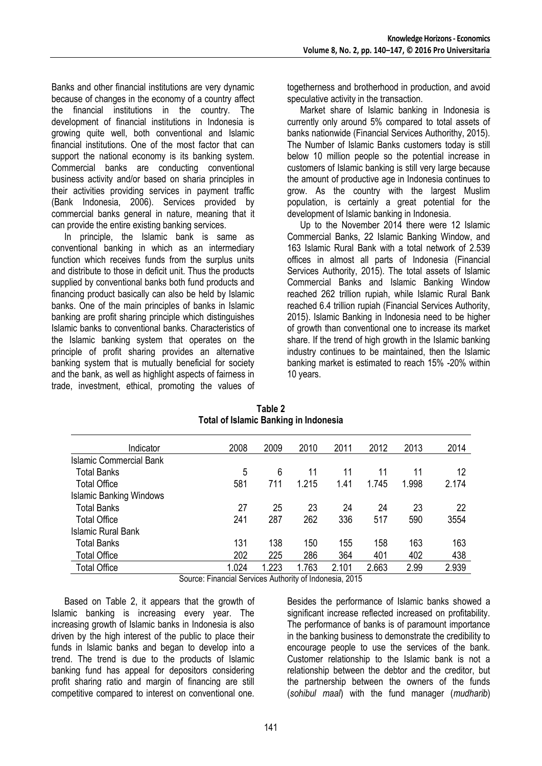Banks and other financial institutions are very dynamic because of changes in the economy of a country affect the financial institutions in the country. The development of financial institutions in Indonesia is growing quite well, both conventional and Islamic financial institutions. One of the most factor that can support the national economy is its banking system. Commercial banks are conducting conventional business activity and/or based on sharia principles in their activities providing services in payment traffic (Bank Indonesia, 2006). Services provided by commercial banks general in nature, meaning that it can provide the entire existing banking services.

In principle, the Islamic bank is same as conventional banking in which as an intermediary function which receives funds from the surplus units and distribute to those in deficit unit. Thus the products supplied by conventional banks both fund products and financing product basically can also be held by Islamic banks. One of the main principles of banks in Islamic banking are profit sharing principle which distinguishes Islamic banks to conventional banks. Characteristics of the Islamic banking system that operates on the principle of profit sharing provides an alternative banking system that is mutually beneficial for society and the bank, as well as highlight aspects of fairness in trade, investment, ethical, promoting the values of togetherness and brotherhood in production, and avoid speculative activity in the transaction.

Market share of Islamic banking in Indonesia is currently only around 5% compared to total assets of banks nationwide (Financial Services Authorithy, 2015). The Number of Islamic Banks customers today is still below 10 million people so the potential increase in customers of Islamic banking is still very large because the amount of productive age in Indonesia continues to grow. As the country with the largest Muslim population, is certainly a great potential for the development of Islamic banking in Indonesia.

Up to the November 2014 there were 12 Islamic Commercial Banks, 22 Islamic Banking Window, and 163 Islamic Rural Bank with a total network of 2.539 offices in almost all parts of Indonesia (Financial Services Authority, 2015). The total assets of Islamic Commercial Banks and Islamic Banking Window reached 262 trillion rupiah, while Islamic Rural Bank reached 6.4 trillion rupiah (Financial Services Authority, 2015). Islamic Banking in Indonesia need to be higher of growth than conventional one to increase its market share. If the trend of high growth in the Islamic banking industry continues to be maintained, then the Islamic banking market is estimated to reach 15% -20% within 10 years.

**Table 2**
**Total of Islamic Banking in Indonesia**

| Indicator | 2008 | 2009 | 2010 | 2011 | 2012 | 2013 | 2014 |
|---|---|---|---|---|---|---|---|
| Islamic Commercial Bank | | | | | | | |
| Total Banks | 5 | 6 | 11 | 11 | 11 | 11 | 12 |
| Total Office | 581 | 711 | 1.215 | 1.41 | 1.745 | 1.998 | 2.174 |
| Islamic Banking Windows | | | | | | | |
| Total Banks | 27 | 25 | 23 | 24 | 24 | 23 | 22 |
| Total Office | 241 | 287 | 262 | 336 | 517 | 590 | 3554 |
| Islamic Rural Bank | | | | | | | |
| Total Banks | 131 | 138 | 150 | 155 | 158 | 163 | 163 |
| Total Office | 202 | 225 | 286 | 364 | 401 | 402 | 438 |
| Total Office | 1.024 | 1.223 | 1.763 | 2.101 | 2.663 | 2.99 | 2.939 |

Source: Financial Services Authority of Indonesia, 2015

Based on Table 2, it appears that the growth of Islamic banking is increasing every year. The increasing growth of Islamic banks in Indonesia is also driven by the high interest of the public to place their funds in Islamic banks and began to develop into a trend. The trend is due to the products of Islamic banking fund has appeal for depositors considering profit sharing ratio and margin of financing are still competitive compared to interest on conventional one. Besides the performance of Islamic banks showed a significant increase reflected increased on profitability. The performance of banks is of paramount importance in the banking business to demonstrate the credibility to encourage people to use the services of the bank. Customer relationship to the Islamic bank is not a relationship between the debtor and the creditor, but the partnership between the owners of the funds (*sohibul maal*) with the fund manager (*mudharib*)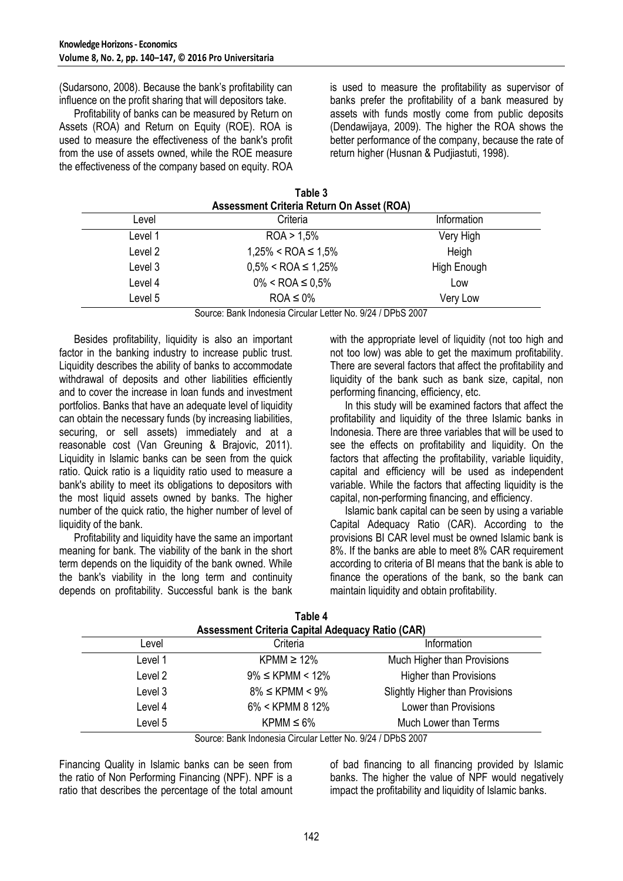(Sudarsono, 2008). Because the bank's profitability can influence on the profit sharing that will depositors take.

Profitability of banks can be measured by Return on Assets (ROA) and Return on Equity (ROE). ROA is used to measure the effectiveness of the bank's profit from the use of assets owned, while the ROE measure the effectiveness of the company based on equity. ROA is used to measure the profitability as supervisor of banks prefer the profitability of a bank measured by assets with funds mostly come from public deposits (Dendawijaya, 2009). The higher the ROA shows the better performance of the company, because the rate of return higher (Husnan & Pudjiastuti, 1998).

**Table 3**
**Assessment Criteria Return On Asset (ROA)**

| Level | Criteria | Information |
|---|---|---|
| Level 1 | ROA > 1,5% | Very High |
| Level 2 | 1,25% < ROA ≤ 1,5% | Heigh |
| Level 3 | 0,5% < ROA ≤ 1,25% | High Enough |
| Level 4 | 0% < ROA ≤ 0,5% | Low |
| Level 5 | ROA ≤ 0% | Very Low |

Source: Bank Indonesia Circular Letter No. 9/24 / DPbS 2007

Besides profitability, liquidity is also an important factor in the banking industry to increase public trust. Liquidity describes the ability of banks to accommodate withdrawal of deposits and other liabilities efficiently and to cover the increase in loan funds and investment portfolios. Banks that have an adequate level of liquidity can obtain the necessary funds (by increasing liabilities, securing, or sell assets) immediately and at a reasonable cost (Van Greuning & Brajovic, 2011). Liquidity in Islamic banks can be seen from the quick ratio. Quick ratio is a liquidity ratio used to measure a bank's ability to meet its obligations to depositors with the most liquid assets owned by banks. The higher number of the quick ratio, the higher number of level of liquidity of the bank.

Profitability and liquidity have the same an important meaning for bank. The viability of the bank in the short term depends on the liquidity of the bank owned. While the bank's viability in the long term and continuity depends on profitability. Successful bank is the bank with the appropriate level of liquidity (not too high and not too low) was able to get the maximum profitability. There are several factors that affect the profitability and liquidity of the bank such as bank size, capital, non performing financing, efficiency, etc.

In this study will be examined factors that affect the profitability and liquidity of the three Islamic banks in Indonesia. There are three variables that will be used to see the effects on profitability and liquidity. On the factors that affecting the profitability, variable liquidity, capital and efficiency will be used as independent variable. While the factors that affecting liquidity is the capital, non-performing financing, and efficiency.

Islamic bank capital can be seen by using a variable Capital Adequacy Ratio (CAR). According to the provisions BI CAR level must be owned Islamic bank is 8%. If the banks are able to meet 8% CAR requirement according to criteria of BI means that the bank is able to finance the operations of the bank, so the bank can maintain liquidity and obtain profitability.

**Table 4**
**Assessment Criteria Capital Adequacy Ratio (CAR)**

| Level | Criteria | Information |
|---|---|---|
| Level 1 | KPMM ≥ 12% | Much Higher than Provisions |
| Level 2 | 9% ≤ KPMM < 12% | Higher than Provisions |
| Level 3 | 8% ≤ KPMM < 9% | Slightly Higher than Provisions |
| Level 4 | 6% < KPMM 8 12% | Lower than Provisions |
| Level 5 | KPMM ≤ 6% | Much Lower than Terms |

Source: Bank Indonesia Circular Letter No. 9/24 / DPbS 2007

Financing Quality in Islamic banks can be seen from the ratio of Non Performing Financing (NPF). NPF is a ratio that describes the percentage of the total amount of bad financing to all financing provided by Islamic banks. The higher the value of NPF would negatively impact the profitability and liquidity of Islamic banks.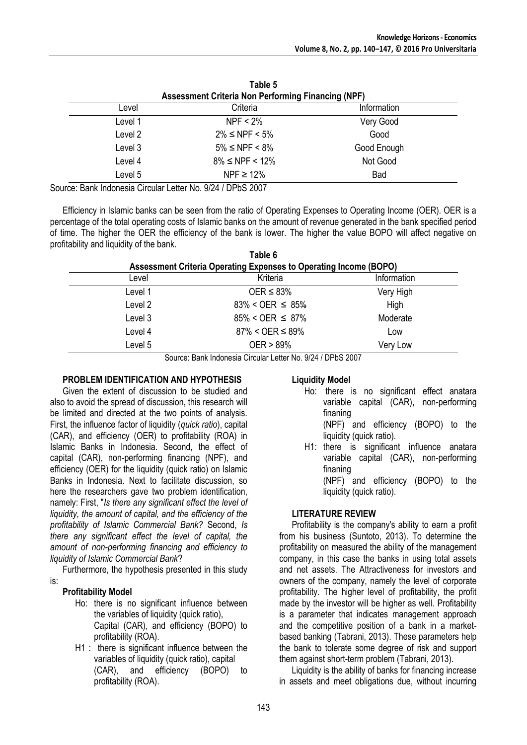**Table 5**
**Assessment Criteria Non Performing Financing (NPF)**

| Level | Criteria | Information |
|---|---|---|
| Level 1 | NPF < 2% | Very Good |
| Level 2 | 2% ≤ NPF < 5% | Good |
| Level 3 | 5% ≤ NPF < 8% | Good Enough |
| Level 4 | 8% ≤ NPF < 12% | Not Good |
| Level 5 | NPF ≥ 12% | Bad |

Source: Bank Indonesia Circular Letter No. 9/24 / DPbS 2007

Efficiency in Islamic banks can be seen from the ratio of Operating Expenses to Operating Income (OER). OER is a percentage of the total operating costs of Islamic banks on the amount of revenue generated in the bank specified period of time. The higher the OER the efficiency of the bank is lower. The higher the value BOPO will affect negative on profitability and liquidity of the bank.

**Table 6**
**Assessment Criteria Operating Expenses to Operating Income (BOPO)**

| Level | Kriteria | Information |
|---|---|---|
| Level 1 | OER ≤ 83% | Very High |
| Level 2 | 83% < OER ≤ 85% | High |
| Level 3 | 85% < OER ≤ 87% | Moderate |
| Level 4 | 87% < OER ≤ 89% | Low |
| Level 5 | OER > 89% | Very Low |

Source: Bank Indonesia Circular Letter No. 9/24 / DPbS 2007

## PROBLEM IDENTIFICATION AND HYPOTHESIS

Given the extent of discussion to be studied and also to avoid the spread of discussion, this research will be limited and directed at the two points of analysis. First, the influence factor of liquidity (*quick ratio*), capital (CAR), and efficiency (OER) to profitability (ROA) in Islamic Banks in Indonesia. Second, the effect of capital (CAR), non-performing financing (NPF), and efficiency (OER) for the liquidity (quick ratio) on Islamic Banks in Indonesia. Next to facilitate discussion, so here the researchers gave two problem identification, namely: First, "*Is there any significant effect the level of liquidity, the amount of capital, and the efficiency of the profitability of Islamic Commercial Bank?* Second, *Is there any significant effect the level of capital, the amount of non-performing financing and efficiency to liquidity of Islamic Commercial Bank*?

Furthermore, the hypothesis presented in this study is:

**Profitability Model**

- Ho: there is no significant influence between the variables of liquidity (quick ratio), Capital (CAR), and efficiency (BOPO) to profitability (ROA).
- H1 : there is significant influence between the variables of liquidity (quick ratio), capital (CAR), and efficiency (BOPO) to profitability (ROA).

**Liquidity Model**

- Ho: there is no significant effect anatara variable capital (CAR), non-performing finaning (NPF) and efficiency (BOPO) to the liquidity (quick ratio).
- H1: there is significant influence anatara variable capital (CAR), non-performing finaning (NPF) and efficiency (BOPO) to the liquidity (quick ratio).

## LITERATURE REVIEW

Profitability is the company's ability to earn a profit from his business (Suntoto, 2013). To determine the profitability on measured the ability of the management company, in this case the banks in using total assets and net assets. The Attractiveness for investors and owners of the company, namely the level of corporate profitability. The higher level of profitability, the profit made by the investor will be higher as well. Profitability is a parameter that indicates management approach and the competitive position of a bank in a market-based banking (Tabrani, 2013). These parameters help the bank to tolerate some degree of risk and support them against short-term problem (Tabrani, 2013).

Liquidity is the ability of banks for financing increase in assets and meet obligations due, without incurring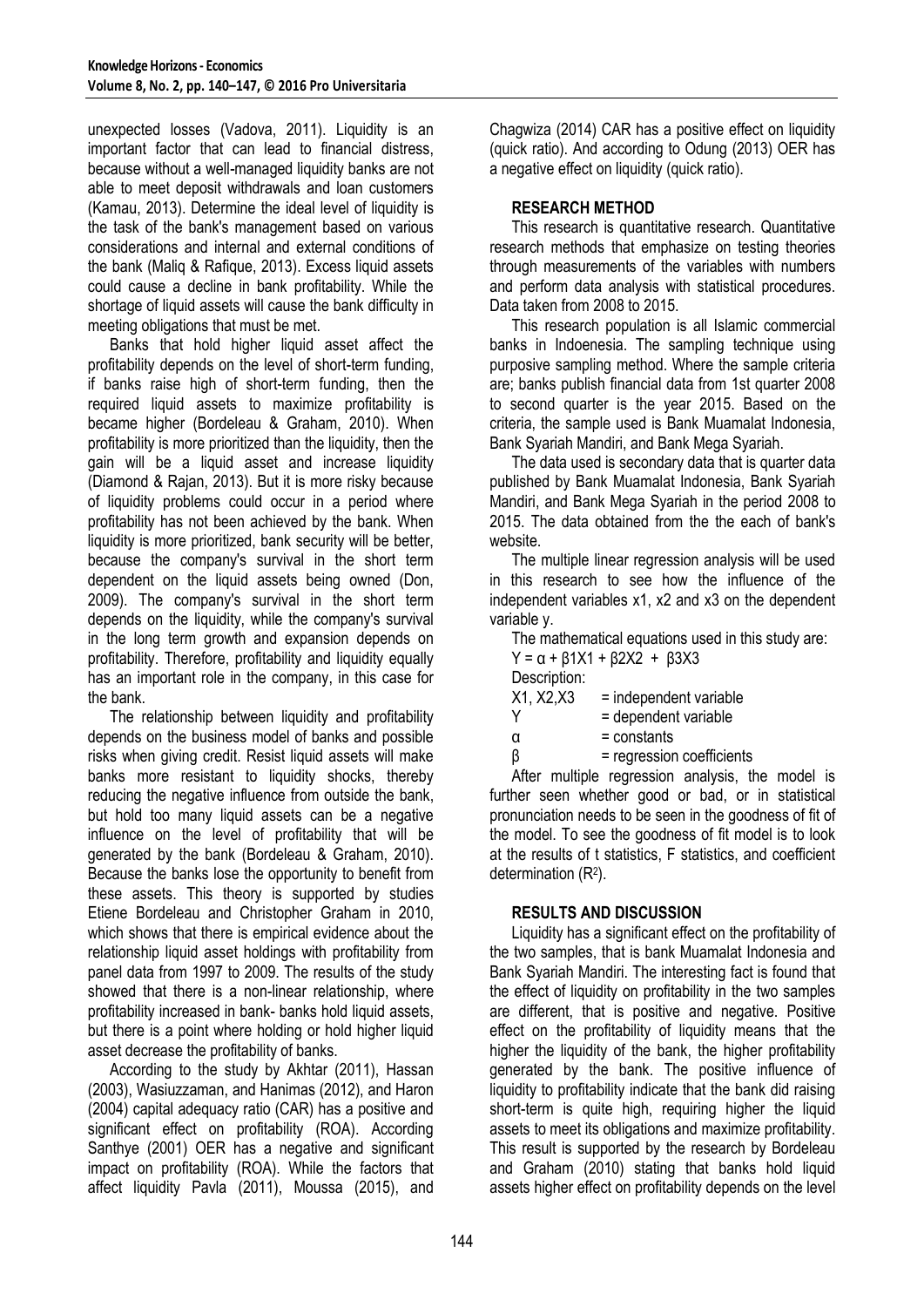unexpected losses (Vadova, 2011). Liquidity is an important factor that can lead to financial distress, because without a well-managed liquidity banks are not able to meet deposit withdrawals and loan customers (Kamau, 2013). Determine the ideal level of liquidity is the task of the bank's management based on various considerations and internal and external conditions of the bank (Maliq & Rafique, 2013). Excess liquid assets could cause a decline in bank profitability. While the shortage of liquid assets will cause the bank difficulty in meeting obligations that must be met.

Banks that hold higher liquid asset affect the profitability depends on the level of short-term funding, if banks raise high of short-term funding, then the required liquid assets to maximize profitability is became higher (Bordeleau & Graham, 2010). When profitability is more prioritized than the liquidity, then the gain will be a liquid asset and increase liquidity (Diamond & Rajan, 2013). But it is more risky because of liquidity problems could occur in a period where profitability has not been achieved by the bank. When liquidity is more prioritized, bank security will be better, because the company's survival in the short term dependent on the liquid assets being owned (Don, 2009). The company's survival in the short term depends on the liquidity, while the company's survival in the long term growth and expansion depends on profitability. Therefore, profitability and liquidity equally has an important role in the company, in this case for the bank.

The relationship between liquidity and profitability depends on the business model of banks and possible risks when giving credit. Resist liquid assets will make banks more resistant to liquidity shocks, thereby reducing the negative influence from outside the bank, but hold too many liquid assets can be a negative influence on the level of profitability that will be generated by the bank (Bordeleau & Graham, 2010). Because the banks lose the opportunity to benefit from these assets. This theory is supported by studies Etiene Bordeleau and Christopher Graham in 2010, which shows that there is empirical evidence about the relationship liquid asset holdings with profitability from panel data from 1997 to 2009. The results of the study showed that there is a non-linear relationship, where profitability increased in bank- banks hold liquid assets, but there is a point where holding or hold higher liquid asset decrease the profitability of banks.

According to the study by Akhtar (2011), Hassan (2003), Wasiuzzaman, and Hanimas (2012), and Haron (2004) capital adequacy ratio (CAR) has a positive and significant effect on profitability (ROA). According Santhye (2001) OER has a negative and significant impact on profitability (ROA). While the factors that affect liquidity Pavla (2011), Moussa (2015), and Chagwiza (2014) CAR has a positive effect on liquidity (quick ratio). And according to Odung (2013) OER has a negative effect on liquidity (quick ratio).

## RESEARCH METHOD

This research is quantitative research. Quantitative research methods that emphasize on testing theories through measurements of the variables with numbers and perform data analysis with statistical procedures. Data taken from 2008 to 2015.

This research population is all Islamic commercial banks in Indoenesia. The sampling technique using purposive sampling method. Where the sample criteria are; banks publish financial data from 1st quarter 2008 to second quarter is the year 2015. Based on the criteria, the sample used is Bank Muamalat Indonesia, Bank Syariah Mandiri, and Bank Mega Syariah.

The data used is secondary data that is quarter data published by Bank Muamalat Indonesia, Bank Syariah Mandiri, and Bank Mega Syariah in the period 2008 to 2015. The data obtained from the the each of bank's website.

The multiple linear regression analysis will be used in this research to see how the influence of the independent variables x1, x2 and x3 on the dependent variable y.

The mathematical equations used in this study are:

$$Y = \alpha + \beta 1X1 + \beta 2X2 + \beta 3X3$$

Description:

X1, X2,X3 = independent variable
Y = dependent variable
$\alpha$ = constants
$\beta$ = regression coefficients

After multiple regression analysis, the model is further seen whether good or bad, or in statistical pronunciation needs to be seen in the goodness of fit of the model. To see the goodness of fit model is to look at the results of t statistics, F statistics, and coefficient determination ($R^2$).

## RESULTS AND DISCUSSION

Liquidity has a significant effect on the profitability of the two samples, that is bank Muamalat Indonesia and Bank Syariah Mandiri. The interesting fact is found that the effect of liquidity on profitability in the two samples are different, that is positive and negative. Positive effect on the profitability of liquidity means that the higher the liquidity of the bank, the higher profitability generated by the bank. The positive influence of liquidity to profitability indicate that the bank did raising short-term is quite high, requiring higher the liquid assets to meet its obligations and maximize profitability. This result is supported by the research by Bordeleau and Graham (2010) stating that banks hold liquid assets higher effect on profitability depends on the level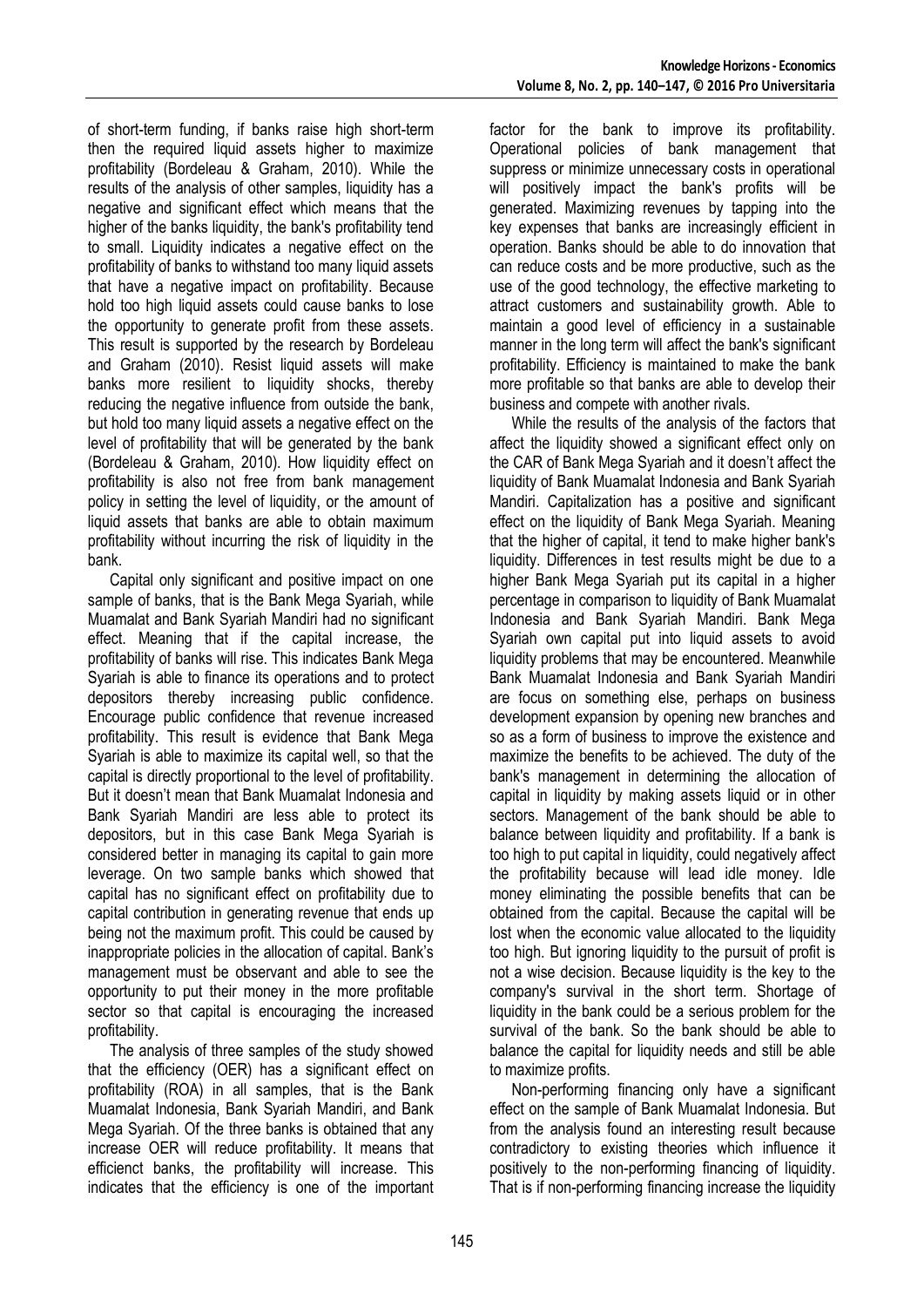of short-term funding, if banks raise high short-term then the required liquid assets higher to maximize profitability (Bordeleau & Graham, 2010). While the results of the analysis of other samples, liquidity has a negative and significant effect which means that the higher of the banks liquidity, the bank's profitability tend to small. Liquidity indicates a negative effect on the profitability of banks to withstand too many liquid assets that have a negative impact on profitability. Because hold too high liquid assets could cause banks to lose the opportunity to generate profit from these assets. This result is supported by the research by Bordeleau and Graham (2010). Resist liquid assets will make banks more resilient to liquidity shocks, thereby reducing the negative influence from outside the bank, but hold too many liquid assets a negative effect on the level of profitability that will be generated by the bank (Bordeleau & Graham, 2010). How liquidity effect on profitability is also not free from bank management policy in setting the level of liquidity, or the amount of liquid assets that banks are able to obtain maximum profitability without incurring the risk of liquidity in the bank.

Capital only significant and positive impact on one sample of banks, that is the Bank Mega Syariah, while Muamalat and Bank Syariah Mandiri had no significant effect. Meaning that if the capital increase, the profitability of banks will rise. This indicates Bank Mega Syariah is able to finance its operations and to protect depositors thereby increasing public confidence. Encourage public confidence that revenue increased profitability. This result is evidence that Bank Mega Syariah is able to maximize its capital well, so that the capital is directly proportional to the level of profitability. But it doesn't mean that Bank Muamalat Indonesia and Bank Syariah Mandiri are less able to protect its depositors, but in this case Bank Mega Syariah is considered better in managing its capital to gain more leverage. On two sample banks which showed that capital has no significant effect on profitability due to capital contribution in generating revenue that ends up being not the maximum profit. This could be caused by inappropriate policies in the allocation of capital. Bank's management must be observant and able to see the opportunity to put their money in the more profitable sector so that capital is encouraging the increased profitability.

The analysis of three samples of the study showed that the efficiency (OER) has a significant effect on profitability (ROA) in all samples, that is the Bank Muamalat Indonesia, Bank Syariah Mandiri, and Bank Mega Syariah. Of the three banks is obtained that any increase OER will reduce profitability. It means that efficienct banks, the profitability will increase. This indicates that the efficiency is one of the important factor for the bank to improve its profitability. Operational policies of bank management that suppress or minimize unnecessary costs in operational will positively impact the bank's profits will be generated. Maximizing revenues by tapping into the key expenses that banks are increasingly efficient in operation. Banks should be able to do innovation that can reduce costs and be more productive, such as the use of the good technology, the effective marketing to attract customers and sustainability growth. Able to maintain a good level of efficiency in a sustainable manner in the long term will affect the bank's significant profitability. Efficiency is maintained to make the bank more profitable so that banks are able to develop their business and compete with another rivals.

While the results of the analysis of the factors that affect the liquidity showed a significant effect only on the CAR of Bank Mega Syariah and it doesn't affect the liquidity of Bank Muamalat Indonesia and Bank Syariah Mandiri. Capitalization has a positive and significant effect on the liquidity of Bank Mega Syariah. Meaning that the higher of capital, it tend to make higher bank's liquidity. Differences in test results might be due to a higher Bank Mega Syariah put its capital in a higher percentage in comparison to liquidity of Bank Muamalat Indonesia and Bank Syariah Mandiri. Bank Mega Syariah own capital put into liquid assets to avoid liquidity problems that may be encountered. Meanwhile Bank Muamalat Indonesia and Bank Syariah Mandiri are focus on something else, perhaps on business development expansion by opening new branches and so as a form of business to improve the existence and maximize the benefits to be achieved. The duty of the bank's management in determining the allocation of capital in liquidity by making assets liquid or in other sectors. Management of the bank should be able to balance between liquidity and profitability. If a bank is too high to put capital in liquidity, could negatively affect the profitability because will lead idle money. Idle money eliminating the possible benefits that can be obtained from the capital. Because the capital will be lost when the economic value allocated to the liquidity too high. But ignoring liquidity to the pursuit of profit is not a wise decision. Because liquidity is the key to the company's survival in the short term. Shortage of liquidity in the bank could be a serious problem for the survival of the bank. So the bank should be able to balance the capital for liquidity needs and still be able to maximize profits.

Non-performing financing only have a significant effect on the sample of Bank Muamalat Indonesia. But from the analysis found an interesting result because contradictory to existing theories which influence it positively to the non-performing financing of liquidity. That is if non-performing financing increase the liquidity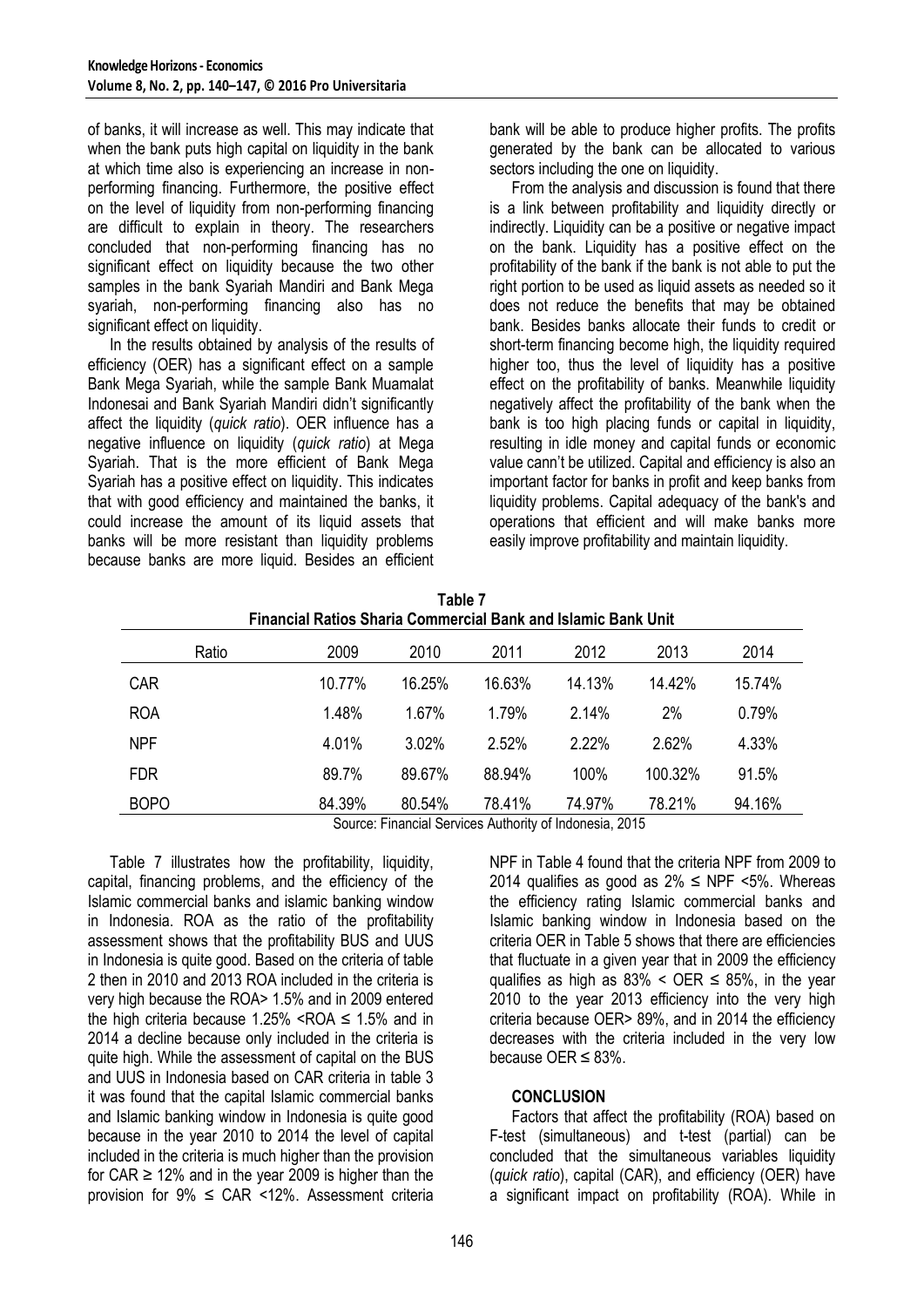of banks, it will increase as well. This may indicate that when the bank puts high capital on liquidity in the bank at which time also is experiencing an increase in non-performing financing. Furthermore, the positive effect on the level of liquidity from non-performing financing are difficult to explain in theory. The researchers concluded that non-performing financing has no significant effect on liquidity because the two other samples in the bank Syariah Mandiri and Bank Mega syariah, non-performing financing also has no significant effect on liquidity.

In the results obtained by analysis of the results of efficiency (OER) has a significant effect on a sample Bank Mega Syariah, while the sample Bank Muamalat Indonesai and Bank Syariah Mandiri didn't significantly affect the liquidity (*quick ratio*). OER influence has a negative influence on liquidity (*quick ratio*) at Mega Syariah. That is the more efficient of Bank Mega Syariah has a positive effect on liquidity. This indicates that with good efficiency and maintained the banks, it could increase the amount of its liquid assets that banks will be more resistant than liquidity problems because banks are more liquid. Besides an efficient bank will be able to produce higher profits. The profits generated by the bank can be allocated to various sectors including the one on liquidity.

From the analysis and discussion is found that there is a link between profitability and liquidity directly or indirectly. Liquidity can be a positive or negative impact on the bank. Liquidity has a positive effect on the profitability of the bank if the bank is not able to put the right portion to be used as liquid assets as needed so it does not reduce the benefits that may be obtained bank. Besides banks allocate their funds to credit or short-term financing become high, the liquidity required higher too, thus the level of liquidity has a positive effect on the profitability of banks. Meanwhile liquidity negatively affect the profitability of the bank when the bank is too high placing funds or capital in liquidity, resulting in idle money and capital funds or economic value cann't be utilized. Capital and efficiency is also an important factor for banks in profit and keep banks from liquidity problems. Capital adequacy of the bank's and operations that efficient and will make banks more easily improve profitability and maintain liquidity.

**Table 7**
**Financial Ratios Sharia Commercial Bank and Islamic Bank Unit**

| Ratio | 2009 | 2010 | 2011 | 2012 | 2013 | 2014 |
|---|---|---|---|---|---|---|
| CAR | 10.77% | 16.25% | 16.63% | 14.13% | 14.42% | 15.74% |
| ROA | 1.48% | 1.67% | 1.79% | 2.14% | 2% | 0.79% |
| NPF | 4.01% | 3.02% | 2.52% | 2.22% | 2.62% | 4.33% |
| FDR | 89.7% | 89.67% | 88.94% | 100% | 100.32% | 91.5% |
| BOPO | 84.39% | 80.54% | 78.41% | 74.97% | 78.21% | 94.16% |

Source: Financial Services Authority of Indonesia, 2015

Table 7 illustrates how the profitability, liquidity, capital, financing problems, and the efficiency of the Islamic commercial banks and islamic banking window in Indonesia. ROA as the ratio of the profitability assessment shows that the profitability BUS and UUS in Indonesia is quite good. Based on the criteria of table 2 then in 2010 and 2013 ROA included in the criteria is very high because the ROA> 1.5% and in 2009 entered the high criteria because 1.25% <ROA ≤ 1.5% and in 2014 a decline because only included in the criteria is quite high. While the assessment of capital on the BUS and UUS in Indonesia based on CAR criteria in table 3 it was found that the capital Islamic commercial banks and Islamic banking window in Indonesia is quite good because in the year 2010 to 2014 the level of capital included in the criteria is much higher than the provision for CAR ≥ 12% and in the year 2009 is higher than the provision for 9% ≤ CAR <12%. Assessment criteria NPF in Table 4 found that the criteria NPF from 2009 to 2014 qualifies as good as 2% ≤ NPF <5%. Whereas the efficiency rating Islamic commercial banks and Islamic banking window in Indonesia based on the criteria OER in Table 5 shows that there are efficiencies that fluctuate in a given year that in 2009 the efficiency qualifies as high as 83% < OER ≤ 85%, in the year 2010 to the year 2013 efficiency into the very high criteria because OER> 89%, and in 2014 the efficiency decreases with the criteria included in the very low because OER ≤ 83%.

## CONCLUSION

Factors that affect the profitability (ROA) based on F-test (simultaneous) and t-test (partial) can be concluded that the simultaneous variables liquidity (*quick ratio*), capital (CAR), and efficiency (OER) have a significant impact on profitability (ROA). While in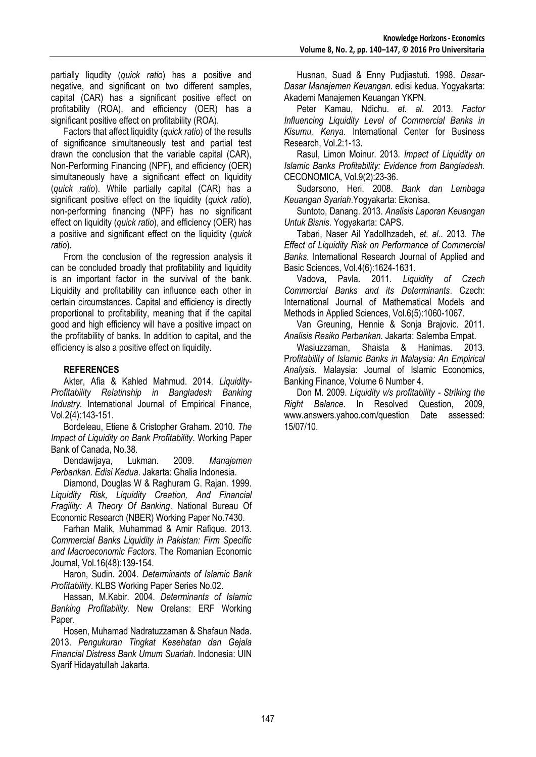partially liqudity (*quick ratio*) has a positive and negative, and significant on two different samples, capital (CAR) has a significant positive effect on profitability (ROA), and efficiency (OER) has a significant positive effect on profitability (ROA).

Factors that affect liquidity (*quick ratio*) of the results of significance simultaneously test and partial test drawn the conclusion that the variable capital (CAR), Non-Performing Financing (NPF), and efficiency (OER) simultaneously have a significant effect on liquidity (*quick ratio*). While partially capital (CAR) has a significant positive effect on the liquidity (*quick ratio*), non-performing financing (NPF) has no significant effect on liquidity (*quick ratio*), and efficiency (OER) has a positive and significant effect on the liquidity (*quick ratio*).

From the conclusion of the regression analysis it can be concluded broadly that profitability and liquidity is an important factor in the survival of the bank. Liquidity and profitability can influence each other in certain circumstances. Capital and efficiency is directly proportional to profitability, meaning that if the capital good and high efficiency will have a positive impact on the profitability of banks. In addition to capital, and the efficiency is also a positive effect on liquidity.

## REFERENCES

Akter, Afia & Kahled Mahmud. 2014. *Liquidity-Profitability Relatinship in Bangladesh Banking Industry*. International Journal of Empirical Finance, Vol.2(4):143-151.

Bordeleau, Etiene & Cristopher Graham. 2010. *The Impact of Liquidity on Bank Profitability*. Working Paper Bank of Canada, No.38.

Dendawijaya, Lukman. 2009. *Manajemen Perbankan. Edisi Kedua*. Jakarta: Ghalia Indonesia.

Diamond, Douglas W & Raghuram G. Rajan. 1999. *Liquidity Risk, Liquidity Creation, And Financial Fragility: A Theory Of Banking*. National Bureau Of Economic Research (NBER) Working Paper No.7430.

Farhan Malik, Muhammad & Amir Rafique. 2013. *Commercial Banks Liquidity in Pakistan: Firm Specific and Macroeconomic Factors*. The Romanian Economic Journal, Vol.16(48):139-154.

Haron, Sudin. 2004. *Determinants of Islamic Bank Profitability*. KLBS Working Paper Series No.02.

Hassan, M.Kabir. 2004. *Determinants of Islamic Banking Profitability*. New Orelans: ERF Working Paper.

Hosen, Muhamad Nadratuzzaman & Shafaun Nada. 2013. *Pengukuran Tingkat Kesehatan dan Gejala Financial Distress Bank Umum Suariah*. Indonesia: UIN Syarif Hidayatullah Jakarta.

Husnan, Suad & Enny Pudjiastuti. 1998. *Dasar-Dasar Manajemen Keuangan*. edisi kedua. Yogyakarta: Akademi Manajemen Keuangan YKPN.

Peter Kamau, Ndichu. *et. al*. 2013. *Factor Influencing Liquidity Level of Commercial Banks in Kisumu, Kenya.* International Center for Business Research, Vol.2:1-13.

Rasul, Limon Moinur. 2013. *Impact of Liquidity on Islamic Banks Profitability: Evidence from Bangladesh.* CECONOMICA, Vol.9(2):23-36.

Sudarsono, Heri. 2008. *Bank dan Lembaga Keuangan Syariah*.Yogyakarta: Ekonisa.

Suntoto, Danang. 2013. *Analisis Laporan Keuangan Untuk Bisnis*. Yogyakarta: CAPS.

Tabari, Naser Ail Yadollhzadeh, *et. al.*. 2013. *The Effect of Liquidity Risk on Performance of Commercial Banks*. International Research Journal of Applied and Basic Sciences, Vol.4(6):1624-1631.

Vadova, Pavla. 2011. *Liquidity of Czech Commercial Banks and its Determinants*. Czech: International Journal of Mathematical Models and Methods in Applied Sciences, Vol.6(5):1060-1067.

Van Greuning, Hennie & Sonja Brajovic. 2011. *Analisis Resiko Perbankan.* Jakarta: Salemba Empat.

Wasiuzzaman, Shaista & Hanimas. 2013. P*rofitability of Islamic Banks in Malaysia: An Empirical Analysis*. Malaysia: Journal of Islamic Economics, Banking Finance, Volume 6 Number 4.

Don M. 2009. *Liquidity v/s profitability - Striking the Right Balance*. In Resolved Question, 2009, www.answers.yahoo.com/question Date assessed: 15/07/10.